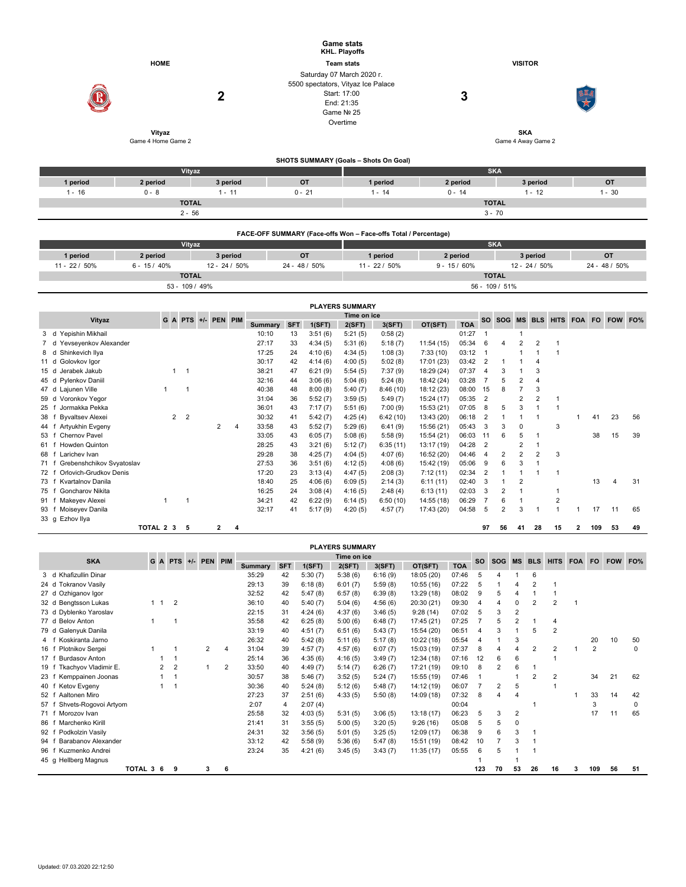# Game stats
## KHL. Playoffs

| HOME | | Team stats | | VISITOR |
|---|---|---|---|---|
| Vityaz | 2 | Saturday 07 March 2020 г.<br>5500 spectators, Vityaz Ice Palace<br>Start: 17:00<br>End: 21:35<br>Game № 25<br>Overtime | 3 | SKA |
| Game 4 Home Game 2 | | | | Game 4 Away Game 2 |

### SHOTS SUMMARY (Goals – Shots On Goal)

| Vityaz | | | | SKA | | | |
|---|---|---|---|---|---|---|---|
| 1 period | 2 period | 3 period | OT | 1 period | 2 period | 3 period | OT |
| 1 - 16 | 0 - 8 | 1 - 11 | 0 - 21 | 1 - 14 | 0 - 14 | 1 - 12 | 1 - 30 |
| TOTAL | | | | TOTAL | | | |
| 2 - 56 | | | | 3 - 70 | | | |

### FACE-OFF SUMMARY (Face-offs Won – Face-offs Total / Percentage)

| Vityaz | | | | SKA | | | |
|---|---|---|---|---|---|---|---|
| 1 period | 2 period | 3 period | OT | 1 period | 2 period | 3 period | OT |
| 11 - 22 / 50% | 6 - 15 / 40% | 12 - 24 / 50% | 24 - 48 / 50% | 11 - 22 / 50% | 9 - 15 / 60% | 12 - 24 / 50% | 24 - 48 / 50% |
| TOTAL | | | | TOTAL | | | |
| 53 - 109 / 49% | | | | 56 - 109 / 51% | | | |

### PLAYERS SUMMARY

| Vityaz | G | A | PTS | +/- | PEN | PIM | Time on ice: Summary | SFT | 1(SFT) | 2(SFT) | 3(SFT) | OT(SFT) | TOA | SO | SOG | MS | BLS | HITS | FOA | FO | FOW | FO% |
|---|---|---|---|---|---|---|---|---|---|---|---|---|---|---|---|---|---|---|---|---|---|---|
| 3 d Yepishin Mikhail | | | | | | | 10:10 | 13 | 3:51 (6) | 5:21 (5) | 0:58 (2) | | 01:27 | 1 | | 1 | | | | | | |
| 7 d Yevseyenkov Alexander | | | | | | | 27:17 | 33 | 4:34 (5) | 5:31 (6) | 5:18 (7) | 11:54 (15) | 05:34 | 6 | 4 | 2 | 2 | 1 | | | | |
| 8 d Shinkevich Ilya | | | | | | | 17:25 | 24 | 4:10 (6) | 4:34 (5) | 1:08 (3) | 7:33 (10) | 03:12 | 1 | | 1 | 1 | 1 | | | | |
| 11 d Golovkov Igor | | | | | | | 30:17 | 42 | 4:14 (6) | 4:00 (5) | 5:02 (8) | 17:01 (23) | 03:42 | 2 | 1 | 1 | 4 | | | | | |
| 15 d Jerabek Jakub | | 1 | 1 | | | | 38:21 | 47 | 6:21 (9) | 5:54 (5) | 7:37 (9) | 18:29 (24) | 07:37 | 4 | 3 | 1 | 3 | | | | | |
| 45 d Pylenkov Daniil | | | | | | | 32:16 | 44 | 3:06 (6) | 5:04 (6) | 5:24 (8) | 18:42 (24) | 03:28 | 7 | 5 | 2 | 4 | | | | | |
| 47 d Lajunen Ville | 1 | | 1 | | | | 40:38 | 48 | 8:00 (8) | 5:40 (7) | 8:46 (10) | 18:12 (23) | 08:00 | 15 | 8 | 7 | 3 | | | | | |
| 59 d Voronkov Yegor | | | | | | | 31:04 | 36 | 5:52 (7) | 3:59 (5) | 5:49 (7) | 15:24 (17) | 05:35 | 2 | | 2 | 2 | 1 | | | | |
| 25 f Jormakka Pekka | | | | | | | 36:01 | 43 | 7:17 (7) | 5:51 (6) | 7:00 (9) | 15:53 (21) | 07:05 | 8 | 5 | 3 | 1 | 1 | | | | |
| 38 f Byvaltsev Alexei | | 2 | 2 | | | | 30:32 | 41 | 5:42 (7) | 4:25 (4) | 6:42 (10) | 13:43 (20) | 06:18 | 2 | 1 | 1 | 1 | | 1 | 41 | 23 | 56 |
| 44 f Artyukhin Evgeny | | | | | 2 | 4 | 33:58 | 43 | 5:52 (7) | 5:29 (6) | 6:41 (9) | 15:56 (21) | 05:43 | 3 | 3 | 0 | | 3 | | | | |
| 53 f Chernov Pavel | | | | | | | 33:05 | 43 | 6:05 (7) | 5:08 (6) | 5:58 (9) | 15:54 (21) | 06:03 | 11 | 6 | 5 | 1 | | | 38 | 15 | 39 |
| 61 f Howden Quinton | | | | | | | 28:25 | 43 | 3:21 (6) | 5:12 (7) | 6:35 (11) | 13:17 (19) | 04:28 | 2 | | 2 | 1 | | | | | |
| 68 f Larichev Ivan | | | | | | | 29:28 | 38 | 4:25 (7) | 4:04 (5) | 4:07 (6) | 16:52 (20) | 04:46 | 4 | 2 | 2 | 2 | 3 | | | | |
| 71 f Grebenshchikov Svyatoslav | | | | | | | 27:53 | 36 | 3:51 (6) | 4:12 (5) | 4:08 (6) | 15:42 (19) | 05:06 | 9 | 6 | 3 | 1 | | | | | |
| 72 f Orlovich-Grudkov Denis | | | | | | | 17:20 | 23 | 3:13 (4) | 4:47 (5) | 2:08 (3) | 7:12 (11) | 02:34 | 2 | 1 | 1 | 1 | 1 | | | | |
| 73 f Kvartalnov Danila | | | | | | | 18:40 | 25 | 4:06 (6) | 6:09 (5) | 2:14 (3) | 6:11 (11) | 02:40 | 3 | 1 | 2 | | | | 13 | 4 | 31 |
| 75 f Goncharov Nikita | | | | | | | 16:25 | 24 | 3:08 (4) | 4:16 (5) | 2:48 (4) | 6:13 (11) | 02:03 | 3 | 2 | 1 | | 1 | | | | |
| 91 f Makeyev Alexei | 1 | | 1 | | | | 34:21 | 42 | 6:22 (9) | 6:14 (5) | 6:50 (10) | 14:55 (18) | 06:29 | 7 | 6 | 1 | | 2 | | | | |
| 93 f Moiseyev Danila | | | | | | | 32:17 | 41 | 5:17 (9) | 4:20 (5) | 4:57 (7) | 17:43 (20) | 04:58 | 5 | 2 | 3 | 1 | 1 | 1 | 17 | 11 | 65 |
| 33 g Ezhov Ilya | | | | | | | | | | | | | | | | | | | | | | |
| TOTAL | 2 | 3 | 5 | | 2 | 4 | | | | | | | | 97 | 56 | 41 | 28 | 15 | 2 | 109 | 53 | 49 |

### PLAYERS SUMMARY

| SKA | G | A | PTS | +/- | PEN | PIM | Time on ice: Summary | SFT | 1(SFT) | 2(SFT) | 3(SFT) | OT(SFT) | TOA | SO | SOG | MS | BLS | HITS | FOA | FO | FOW | FO% |
|---|---|---|---|---|---|---|---|---|---|---|---|---|---|---|---|---|---|---|---|---|---|---|
| 3 d Khafizullin Dinar | | | | | | | 35:29 | 42 | 5:30 (7) | 5:38 (6) | 6:16 (9) | 18:05 (20) | 07:46 | 5 | 4 | 1 | 6 | | | | | |
| 24 d Tokranov Vasily | | | | | | | 29:13 | 39 | 6:18 (8) | 6:01 (7) | 5:59 (8) | 10:55 (16) | 07:22 | 5 | 1 | 4 | 2 | 1 | | | | |
| 27 d Ozhiganov Igor | | | | | | | 32:52 | 42 | 5:47 (8) | 6:57 (8) | 6:39 (8) | 13:29 (18) | 08:02 | 9 | 5 | 4 | 1 | 1 | | | | |
| 32 d Bengtsson Lukas | 1 | 1 | 2 | | | | 36:10 | 40 | 5:40 (7) | 5:04 (6) | 4:56 (6) | 20:30 (21) | 09:30 | 4 | 4 | 0 | 2 | 2 | 1 | | | |
| 73 d Dyblenko Yaroslav | | | | | | | 22:15 | 31 | 4:24 (6) | 4:37 (6) | 3:46 (5) | 9:28 (14) | 07:02 | 5 | 3 | 2 | | | | | | |
| 77 d Belov Anton | 1 | | 1 | | | | 35:58 | 42 | 6:25 (8) | 5:00 (6) | 6:48 (7) | 17:45 (21) | 07:25 | 7 | 5 | 2 | 1 | 4 | | | | |
| 79 d Galenyuk Danila | | | | | | | 33:19 | 40 | 4:51 (7) | 6:51 (6) | 5:43 (7) | 15:54 (20) | 06:51 | 4 | 3 | 1 | 5 | 2 | | | | |
| 4 f Koskiranta Jarno | | | | | | | 26:32 | 40 | 5:42 (8) | 5:11 (6) | 5:17 (8) | 10:22 (18) | 05:54 | 4 | 1 | 3 | | | | 20 | 10 | 50 |
| 16 f Plotnikov Sergei | 1 | | 1 | | 2 | 4 | 31:04 | 39 | 4:57 (7) | 4:57 (6) | 6:07 (7) | 15:03 (19) | 07:37 | 8 | 4 | 4 | 2 | 2 | 1 | 2 | | 0 |
| 17 f Burdasov Anton | | 1 | 1 | | | | 25:14 | 36 | 4:35 (6) | 4:16 (5) | 3:49 (7) | 12:34 (18) | 07:16 | 12 | 6 | 6 | | 1 | | | | |
| 19 f Tkachyov Vladimir E. | | 2 | 2 | | 1 | 2 | 33:50 | 40 | 4:49 (7) | 5:14 (7) | 6:26 (7) | 17:21 (19) | 09:10 | 8 | 2 | 6 | 1 | | | | | |
| 23 f Kemppainen Joonas | | 1 | 1 | | | | 30:57 | 38 | 5:46 (7) | 3:52 (5) | 5:24 (7) | 15:55 (19) | 07:46 | 1 | | 1 | 2 | 2 | | 34 | 21 | 62 |
| 40 f Ketov Evgeny | | 1 | 1 | | | | 30:36 | 40 | 5:24 (8) | 5:12 (6) | 5:48 (7) | 14:12 (19) | 06:07 | 7 | 2 | 5 | | 1 | | | | |
| 52 f Aaltonen Miro | | | | | | | 27:23 | 37 | 2:51 (6) | 4:33 (5) | 5:50 (8) | 14:09 (18) | 07:32 | 8 | 4 | 4 | | | 1 | 33 | 14 | 42 |
| 57 f Shvets-Rogovoi Artyom | | | | | | | 2:07 | 4 | 2:07 (4) | | | | 00:04 | | | | 1 | | | 3 | | 0 |
| 71 f Morozov Ivan | | | | | | | 25:58 | 32 | 4:03 (5) | 5:31 (5) | 3:06 (5) | 13:18 (17) | 06:23 | 5 | 3 | 2 | | | | 17 | 11 | 65 |
| 86 f Marchenko Kirill | | | | | | | 21:41 | 31 | 3:55 (5) | 5:00 (5) | 3:20 (5) | 9:26 (16) | 05:08 | 5 | 5 | 0 | | | | | | |
| 92 f Podkolzin Vasily | | | | | | | 24:31 | 32 | 3:56 (5) | 5:01 (5) | 3:25 (5) | 12:09 (17) | 06:38 | 9 | 6 | 3 | 1 | | | | | |
| 94 f Barabanov Alexander | | | | | | | 33:12 | 42 | 5:58 (9) | 5:36 (6) | 5:47 (8) | 15:51 (19) | 08:42 | 10 | 7 | 3 | 1 | | | | | |
| 96 f Kuzmenko Andrei | | | | | | | 23:24 | 35 | 4:21 (6) | 3:45 (5) | 3:43 (7) | 11:35 (17) | 05:55 | 6 | 5 | 1 | 1 | | | | | |
| 45 g Hellberg Magnus | | | | | | | | | | | | | | 1 | | 1 | | | | | | |
| TOTAL | 3 | 6 | 9 | | 3 | 6 | | | | | | | | 123 | 70 | 53 | 26 | 16 | 3 | 109 | 56 | 51 |

Updated: 07.03.2020 22:12:50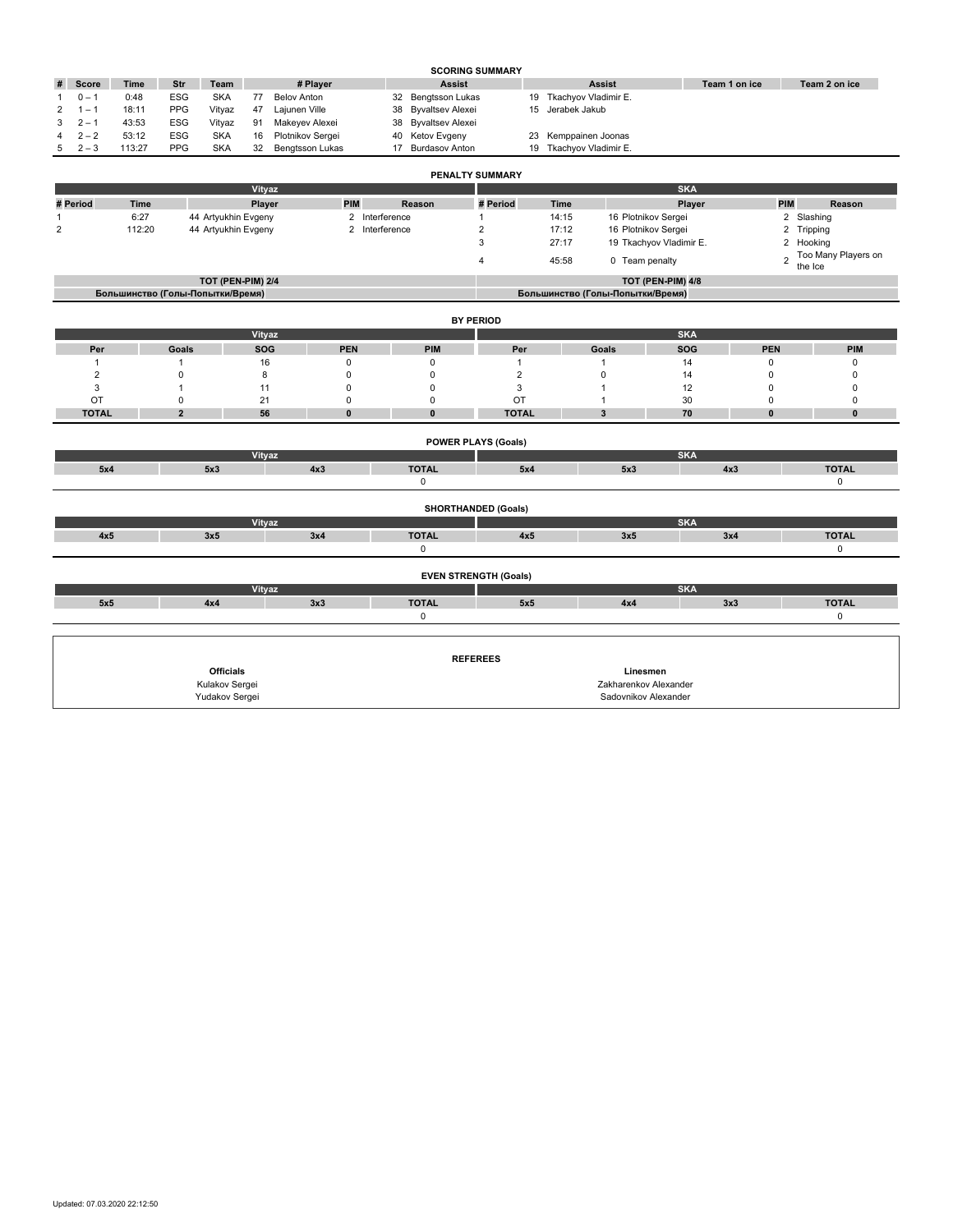## SCORING SUMMARY

| # | Score | Time | Str | Team | # Player | Assist | Assist | Team 1 on ice | Team 2 on ice |
|---|---|---|---|---|---|---|---|---|---|
| 1 | 0 – 1 | 0:48 | ESG | SKA | 77 Belov Anton | 32 Bengtsson Lukas | 19 Tkachyov Vladimir E. | | |
| 2 | 1 – 1 | 18:11 | PPG | Vityaz | 47 Lajunen Ville | 38 Byvaltsev Alexei | 15 Jerabek Jakub | | |
| 3 | 2 – 1 | 43:53 | ESG | Vityaz | 91 Makeyev Alexei | 38 Byvaltsev Alexei | | | |
| 4 | 2 – 2 | 53:12 | ESG | SKA | 16 Plotnikov Sergei | 40 Ketov Evgeny | 23 Kemppainen Joonas | | |
| 5 | 2 – 3 | 113:27 | PPG | SKA | 32 Bengtsson Lukas | 17 Burdasov Anton | 19 Tkachyov Vladimir E. | | |

## PENALTY SUMMARY

| Vityaz | | | | | SKA | | | | |
|---|---|---|---|---|---|---|---|---|---|
| # Period | Time | Player | PIM | Reason | # Period | Time | Player | PIM | Reason |
| 1 | 6:27 | 44 Artyukhin Evgeny | 2 | Interference | 1 | 14:15 | 16 Plotnikov Sergei | 2 | Slashing |
| 2 | 112:20 | 44 Artyukhin Evgeny | 2 | Interference | 2 | 17:12 | 16 Plotnikov Sergei | 2 | Tripping |
| | | | | | 3 | 27:17 | 19 Tkachyov Vladimir E. | 2 | Hooking |
| | | | | | 4 | 45:58 | 0 Team penalty | 2 | Too Many Players on the Ice |
| TOT (PEN-PIM) 2/4 | | | | | TOT (PEN-PIM) 4/8 | | | | |
| Большинство (Голы-Попытки/Время) | | | | | Большинство (Голы-Попытки/Время) | | | | |

## BY PERIOD

| Vityaz | | | | | SKA | | | | |
|---|---|---|---|---|---|---|---|---|---|
| Per | Goals | SOG | PEN | PIM | Per | Goals | SOG | PEN | PIM |
| 1 | 1 | 16 | 0 | 0 | 1 | 1 | 14 | 0 | 0 |
| 2 | 0 | 8 | 0 | 0 | 2 | 0 | 14 | 0 | 0 |
| 3 | 1 | 11 | 0 | 0 | 3 | 1 | 12 | 0 | 0 |
| OT | 0 | 21 | 0 | 0 | OT | 1 | 30 | 0 | 0 |
| **TOTAL** | **2** | **56** | **0** | **0** | **TOTAL** | **3** | **70** | **0** | **0** |

## POWER PLAYS (Goals)

| Vityaz | | | | SKA | | | |
|---|---|---|---|---|---|---|---|
| 5x4 | 5x3 | 4x3 | TOTAL | 5x4 | 5x3 | 4x3 | TOTAL |
| | | | 0 | | | | 0 |

## SHORTHANDED (Goals)

| Vityaz | | | | SKA | | | |
|---|---|---|---|---|---|---|---|
| 4x5 | 3x5 | 3x4 | TOTAL | 4x5 | 3x5 | 3x4 | TOTAL |
| | | | 0 | | | | 0 |

## EVEN STRENGTH (Goals)

| Vityaz | | | | SKA | | | |
|---|---|---|---|---|---|---|---|
| 5x5 | 4x4 | 3x3 | TOTAL | 5x5 | 4x4 | 3x3 | TOTAL |
| | | | 0 | | | | 0 |

## REFEREES

| Officials | Linesmen |
|---|---|
| Kulakov Sergei | Zakharenkov Alexander |
| Yudakov Sergei | Sadovnikov Alexander |

Updated: 07.03.2020 22:12:50